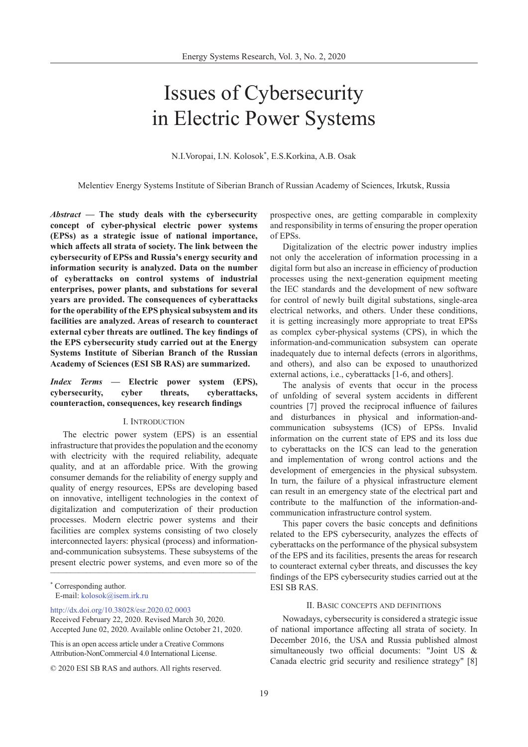# Issues of Cybersecurity in Electric Power Systems

N.I.Voropai, I.N. Kolosok*, E.S.Korkina, A.B. Osak

Melentiev Energy Systems Institute of Siberian Branch of Russian Academy of Sciences, Irkutsk, Russia

***Abstract* — The study deals with the cybersecurity concept of cyber-physical electric power systems (EPSs) as a strategic issue of national importance, which affects all strata of society. The link between the cybersecurity of EPSs and Russia's energy security and information security is analyzed. Data on the number of cyberattacks on control systems of industrial enterprises, power plants, and substations for several years are provided. The consequences of cyberattacks for the operability of the EPS physical subsystem and its facilities are analyzed. Areas of research to counteract external cyber threats are outlined. The key findings of the EPS cybersecurity study carried out at the Energy Systems Institute of Siberian Branch of the Russian Academy of Sciences (ESI SB RAS) are summarized.**

***Index Terms* — Electric power system (EPS), cybersecurity, cyber threats, cyberattacks, counteraction, consequences, key research findings**

## I. Introduction

The electric power system (EPS) is an essential infrastructure that provides the population and the economy with electricity with the required reliability, adequate quality, and at an affordable price. With the growing consumer demands for the reliability of energy supply and quality of energy resources, EPSs are developing based on innovative, intelligent technologies in the context of digitalization and computerization of their production processes. Modern electric power systems and their facilities are complex systems consisting of two closely interconnected layers: physical (process) and information-and-communication subsystems. These subsystems of the present electric power systems, and even more so of the prospective ones, are getting comparable in complexity and responsibility in terms of ensuring the proper operation of EPSs.

Digitalization of the electric power industry implies not only the acceleration of information processing in a digital form but also an increase in efficiency of production processes using the next-generation equipment meeting the IEC standards and the development of new software for control of newly built digital substations, single-area electrical networks, and others. Under these conditions, it is getting increasingly more appropriate to treat EPSs as complex cyber-physical systems (CPS), in which the information-and-communication subsystem can operate inadequately due to internal defects (errors in algorithms, and others), and also can be exposed to unauthorized external actions, i.e., cyberattacks [1-6, and others].

The analysis of events that occur in the process of unfolding of several system accidents in different countries [7] proved the reciprocal influence of failures and disturbances in physical and information-and-communication subsystems (ICS) of EPSs. Invalid information on the current state of EPS and its loss due to cyberattacks on the ICS can lead to the generation and implementation of wrong control actions and the development of emergencies in the physical subsystem. In turn, the failure of a physical infrastructure element can result in an emergency state of the electrical part and contribute to the malfunction of the information-and-communication infrastructure control system.

This paper covers the basic concepts and definitions related to the EPS cybersecurity, analyzes the effects of cyberattacks on the performance of the physical subsystem of the EPS and its facilities, presents the areas for research to counteract external cyber threats, and discusses the key findings of the EPS cybersecurity studies carried out at the ESI SB RAS.

## II. Basic concepts and definitions

Nowadays, cybersecurity is considered a strategic issue of national importance affecting all strata of society. In December 2016, the USA and Russia published almost simultaneously two official documents: "Joint US & Canada electric grid security and resilience strategy" [8]

---

\* Corresponding author.
E-mail: kolosok@isem.irk.ru

http://dx.doi.org/10.38028/esr.2020.02.0003
Received February 22, 2020. Revised March 30, 2020.
Accepted June 02, 2020. Available online October 21, 2020.

This is an open access article under a Creative Commons Attribution-NonCommercial 4.0 International License.

© 2020 ESI SB RAS and authors. All rights reserved.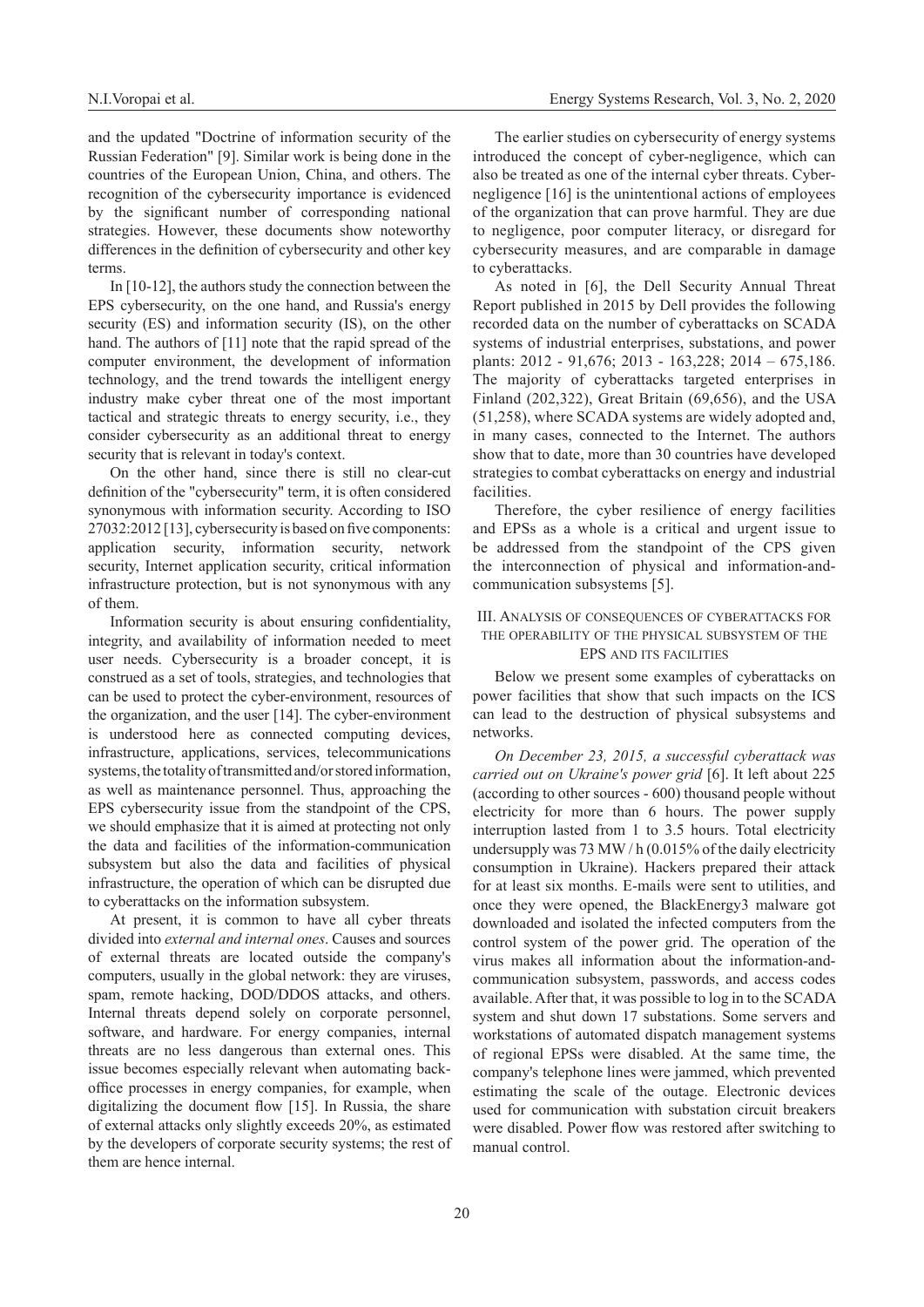and the updated "Doctrine of information security of the Russian Federation" [9]. Similar work is being done in the countries of the European Union, China, and others. The recognition of the cybersecurity importance is evidenced by the significant number of corresponding national strategies. However, these documents show noteworthy differences in the definition of cybersecurity and other key terms.

In [10-12], the authors study the connection between the EPS cybersecurity, on the one hand, and Russia's energy security (ES) and information security (IS), on the other hand. The authors of [11] note that the rapid spread of the computer environment, the development of information technology, and the trend towards the intelligent energy industry make cyber threat one of the most important tactical and strategic threats to energy security, i.e., they consider cybersecurity as an additional threat to energy security that is relevant in today's context.

On the other hand, since there is still no clear-cut definition of the "cybersecurity" term, it is often considered synonymous with information security. According to ISO 27032:2012 [13], cybersecurity is based on five components: application security, information security, network security, Internet application security, critical information infrastructure protection, but is not synonymous with any of them.

Information security is about ensuring confidentiality, integrity, and availability of information needed to meet user needs. Cybersecurity is a broader concept, it is construed as a set of tools, strategies, and technologies that can be used to protect the cyber-environment, resources of the organization, and the user [14]. The cyber-environment is understood here as connected computing devices, infrastructure, applications, services, telecommunications systems, the totality of transmitted and/or stored information, as well as maintenance personnel. Thus, approaching the EPS cybersecurity issue from the standpoint of the CPS, we should emphasize that it is aimed at protecting not only the data and facilities of the information-communication subsystem but also the data and facilities of physical infrastructure, the operation of which can be disrupted due to cyberattacks on the information subsystem.

At present, it is common to have all cyber threats divided into *external and internal ones*. Causes and sources of external threats are located outside the company's computers, usually in the global network: they are viruses, spam, remote hacking, DOD/DDOS attacks, and others. Internal threats depend solely on corporate personnel, software, and hardware. For energy companies, internal threats are no less dangerous than external ones. This issue becomes especially relevant when automating back-office processes in energy companies, for example, when digitalizing the document flow [15]. In Russia, the share of external attacks only slightly exceeds 20%, as estimated by the developers of corporate security systems; the rest of them are hence internal.

The earlier studies on cybersecurity of energy systems introduced the concept of cyber-negligence, which can also be treated as one of the internal cyber threats. Cyber-negligence [16] is the unintentional actions of employees of the organization that can prove harmful. They are due to negligence, poor computer literacy, or disregard for cybersecurity measures, and are comparable in damage to cyberattacks.

As noted in [6], the Dell Security Annual Threat Report published in 2015 by Dell provides the following recorded data on the number of cyberattacks on SCADA systems of industrial enterprises, substations, and power plants: 2012 - 91,676; 2013 - 163,228; 2014 – 675,186. The majority of cyberattacks targeted enterprises in Finland (202,322), Great Britain (69,656), and the USA (51,258), where SCADA systems are widely adopted and, in many cases, connected to the Internet. The authors show that to date, more than 30 countries have developed strategies to combat cyberattacks on energy and industrial facilities.

Therefore, the cyber resilience of energy facilities and EPSs as a whole is a critical and urgent issue to be addressed from the standpoint of the CPS given the interconnection of physical and information-and-communication subsystems [5].

## III. Analysis of consequences of cyberattacks for the operability of the physical subsystem of the EPS and its facilities

Below we present some examples of cyberattacks on power facilities that show that such impacts on the ICS can lead to the destruction of physical subsystems and networks.

*On December 23, 2015, a successful cyberattack was carried out on Ukraine's power grid* [6]. It left about 225 (according to other sources - 600) thousand people without electricity for more than 6 hours. The power supply interruption lasted from 1 to 3.5 hours. Total electricity undersupply was 73 MW / h (0.015% of the daily electricity consumption in Ukraine). Hackers prepared their attack for at least six months. E-mails were sent to utilities, and once they were opened, the BlackEnergy3 malware got downloaded and isolated the infected computers from the control system of the power grid. The operation of the virus makes all information about the information-and-communication subsystem, passwords, and access codes available. After that, it was possible to log in to the SCADA system and shut down 17 substations. Some servers and workstations of automated dispatch management systems of regional EPSs were disabled. At the same time, the company's telephone lines were jammed, which prevented estimating the scale of the outage. Electronic devices used for communication with substation circuit breakers were disabled. Power flow was restored after switching to manual control.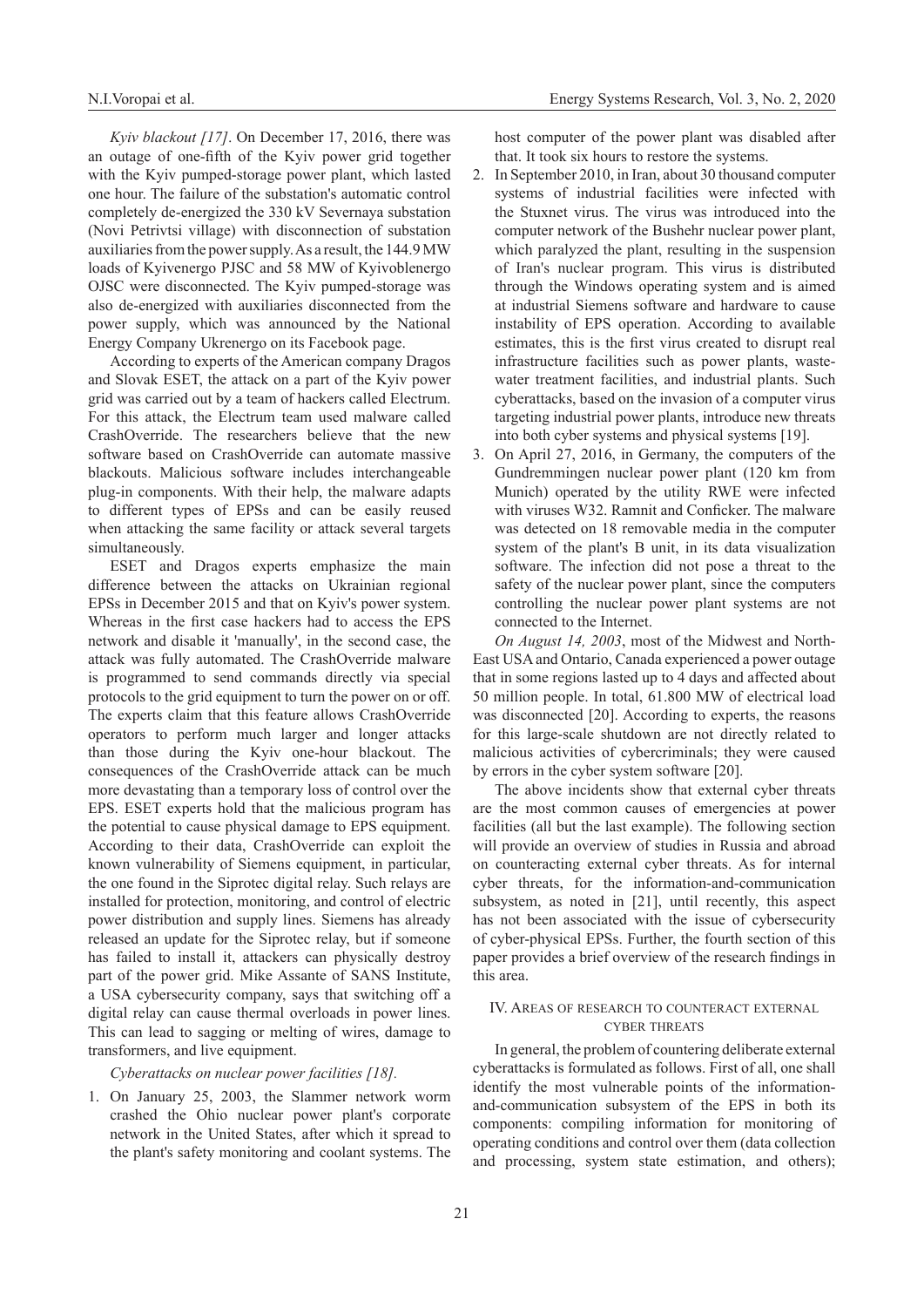*Kyiv blackout [17]*. On December 17, 2016, there was an outage of one-fifth of the Kyiv power grid together with the Kyiv pumped-storage power plant, which lasted one hour. The failure of the substation's automatic control completely de-energized the 330 kV Severnaya substation (Novi Petrivtsi village) with disconnection of substation auxiliaries from the power supply. As a result, the 144.9 MW loads of Kyivenergo PJSC and 58 MW of Kyivoblenergo OJSC were disconnected. The Kyiv pumped-storage was also de-energized with auxiliaries disconnected from the power supply, which was announced by the National Energy Company Ukrenergo on its Facebook page.

According to experts of the American company Dragos and Slovak ESET, the attack on a part of the Kyiv power grid was carried out by a team of hackers called Electrum. For this attack, the Electrum team used malware called CrashOverride. The researchers believe that the new software based on CrashOverride can automate massive blackouts. Malicious software includes interchangeable plug-in components. With their help, the malware adapts to different types of EPSs and can be easily reused when attacking the same facility or attack several targets simultaneously.

ESET and Dragos experts emphasize the main difference between the attacks on Ukrainian regional EPSs in December 2015 and that on Kyiv's power system. Whereas in the first case hackers had to access the EPS network and disable it 'manually', in the second case, the attack was fully automated. The CrashOverride malware is programmed to send commands directly via special protocols to the grid equipment to turn the power on or off. The experts claim that this feature allows CrashOverride operators to perform much larger and longer attacks than those during the Kyiv one-hour blackout. The consequences of the CrashOverride attack can be much more devastating than a temporary loss of control over the EPS. ESET experts hold that the malicious program has the potential to cause physical damage to EPS equipment. According to their data, CrashOverride can exploit the known vulnerability of Siemens equipment, in particular, the one found in the Siprotec digital relay. Such relays are installed for protection, monitoring, and control of electric power distribution and supply lines. Siemens has already released an update for the Siprotec relay, but if someone has failed to install it, attackers can physically destroy part of the power grid. Mike Assante of SANS Institute, a USA cybersecurity company, says that switching off a digital relay can cause thermal overloads in power lines. This can lead to sagging or melting of wires, damage to transformers, and live equipment.

*Cyberattacks on nuclear power facilities [18].*

1. On January 25, 2003, the Slammer network worm crashed the Ohio nuclear power plant's corporate network in the United States, after which it spread to the plant's safety monitoring and coolant systems. The host computer of the power plant was disabled after that. It took six hours to restore the systems.
2. In September 2010, in Iran, about 30 thousand computer systems of industrial facilities were infected with the Stuxnet virus. The virus was introduced into the computer network of the Bushehr nuclear power plant, which paralyzed the plant, resulting in the suspension of Iran's nuclear program. This virus is distributed through the Windows operating system and is aimed at industrial Siemens software and hardware to cause instability of EPS operation. According to available estimates, this is the first virus created to disrupt real infrastructure facilities such as power plants, wastewater treatment facilities, and industrial plants. Such cyberattacks, based on the invasion of a computer virus targeting industrial power plants, introduce new threats into both cyber systems and physical systems [19].
3. On April 27, 2016, in Germany, the computers of the Gundremmingen nuclear power plant (120 km from Munich) operated by the utility RWE were infected with viruses W32. Ramnit and Conficker. The malware was detected on 18 removable media in the computer system of the plant's B unit, in its data visualization software. The infection did not pose a threat to the safety of the nuclear power plant, since the computers controlling the nuclear power plant systems are not connected to the Internet.

*On August 14, 2003*, most of the Midwest and North-East USA and Ontario, Canada experienced a power outage that in some regions lasted up to 4 days and affected about 50 million people. In total, 61.800 MW of electrical load was disconnected [20]. According to experts, the reasons for this large-scale shutdown are not directly related to malicious activities of cybercriminals; they were caused by errors in the cyber system software [20].

The above incidents show that external cyber threats are the most common causes of emergencies at power facilities (all but the last example). The following section will provide an overview of studies in Russia and abroad on counteracting external cyber threats. As for internal cyber threats, for the information-and-communication subsystem, as noted in [21], until recently, this aspect has not been associated with the issue of cybersecurity of cyber-physical EPSs. Further, the fourth section of this paper provides a brief overview of the research findings in this area.

## IV. Areas of research to counteract external cyber threats

In general, the problem of countering deliberate external cyberattacks is formulated as follows. First of all, one shall identify the most vulnerable points of the information-and-communication subsystem of the EPS in both its components: compiling information for monitoring of operating conditions and control over them (data collection and processing, system state estimation, and others);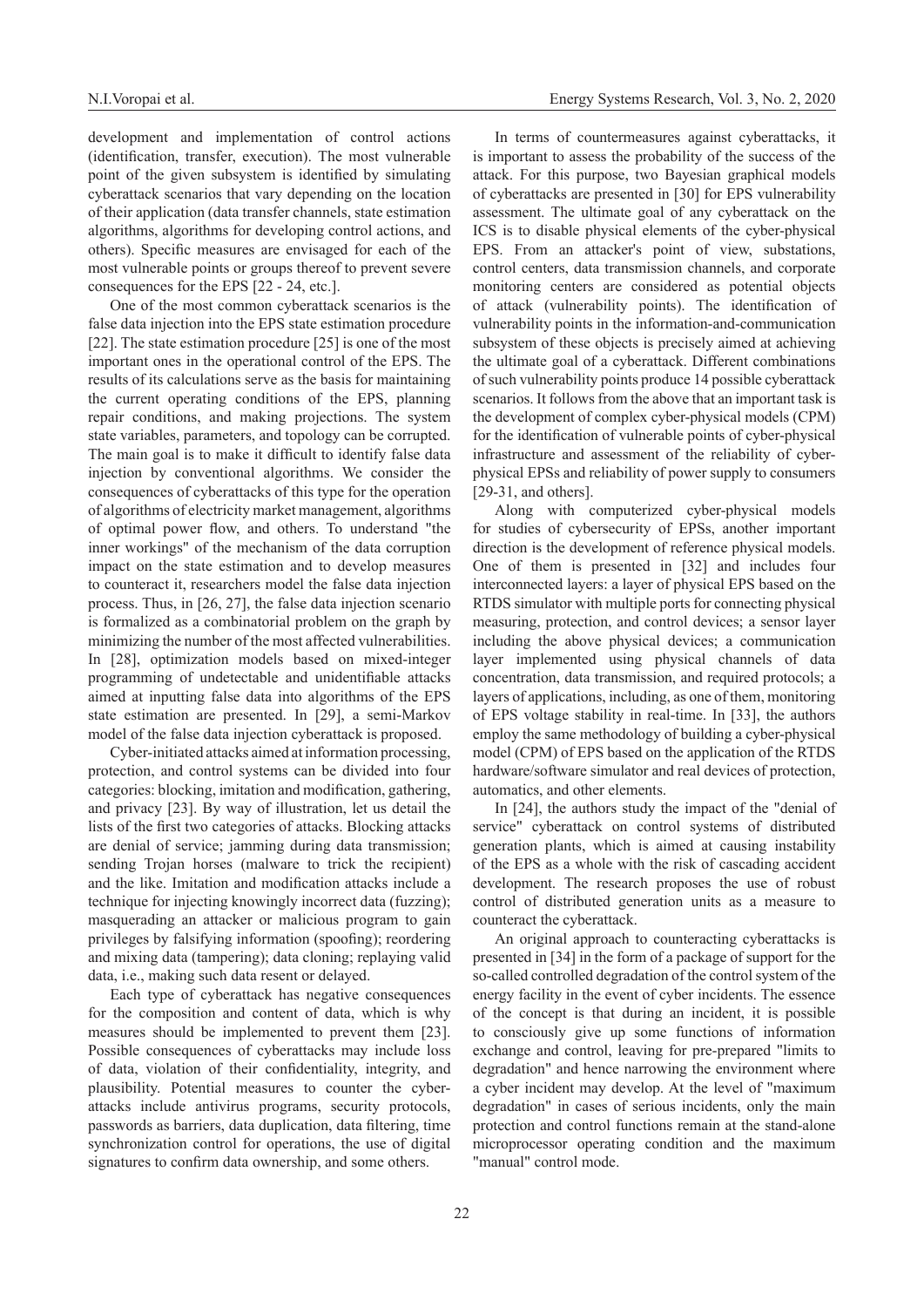development and implementation of control actions (identification, transfer, execution). The most vulnerable point of the given subsystem is identified by simulating cyberattack scenarios that vary depending on the location of their application (data transfer channels, state estimation algorithms, algorithms for developing control actions, and others). Specific measures are envisaged for each of the most vulnerable points or groups thereof to prevent severe consequences for the EPS [22 - 24, etc.].

One of the most common cyberattack scenarios is the false data injection into the EPS state estimation procedure [22]. The state estimation procedure [25] is one of the most important ones in the operational control of the EPS. The results of its calculations serve as the basis for maintaining the current operating conditions of the EPS, planning repair conditions, and making projections. The system state variables, parameters, and topology can be corrupted. The main goal is to make it difficult to identify false data injection by conventional algorithms. We consider the consequences of cyberattacks of this type for the operation of algorithms of electricity market management, algorithms of optimal power flow, and others. To understand "the inner workings" of the mechanism of the data corruption impact on the state estimation and to develop measures to counteract it, researchers model the false data injection process. Thus, in [26, 27], the false data injection scenario is formalized as a combinatorial problem on the graph by minimizing the number of the most affected vulnerabilities. In [28], optimization models based on mixed-integer programming of undetectable and unidentifiable attacks aimed at inputting false data into algorithms of the EPS state estimation are presented. In [29], a semi-Markov model of the false data injection cyberattack is proposed.

Cyber-initiated attacks aimed at information processing, protection, and control systems can be divided into four categories: blocking, imitation and modification, gathering, and privacy [23]. By way of illustration, let us detail the lists of the first two categories of attacks. Blocking attacks are denial of service; jamming during data transmission; sending Trojan horses (malware to trick the recipient) and the like. Imitation and modification attacks include a technique for injecting knowingly incorrect data (fuzzing); masquerading an attacker or malicious program to gain privileges by falsifying information (spoofing); reordering and mixing data (tampering); data cloning; replaying valid data, i.e., making such data resent or delayed.

Each type of cyberattack has negative consequences for the composition and content of data, which is why measures should be implemented to prevent them [23]. Possible consequences of cyberattacks may include loss of data, violation of their confidentiality, integrity, and plausibility. Potential measures to counter the cyber-attacks include antivirus programs, security protocols, passwords as barriers, data duplication, data filtering, time synchronization control for operations, the use of digital signatures to confirm data ownership, and some others.

In terms of countermeasures against cyberattacks, it is important to assess the probability of the success of the attack. For this purpose, two Bayesian graphical models of cyberattacks are presented in [30] for EPS vulnerability assessment. The ultimate goal of any cyberattack on the ICS is to disable physical elements of the cyber-physical EPS. From an attacker's point of view, substations, control centers, data transmission channels, and corporate monitoring centers are considered as potential objects of attack (vulnerability points). The identification of vulnerability points in the information-and-communication subsystem of these objects is precisely aimed at achieving the ultimate goal of a cyberattack. Different combinations of such vulnerability points produce 14 possible cyberattack scenarios. It follows from the above that an important task is the development of complex cyber-physical models (CPM) for the identification of vulnerable points of cyber-physical infrastructure and assessment of the reliability of cyber-physical EPSs and reliability of power supply to consumers [29-31, and others].

Along with computerized cyber-physical models for studies of cybersecurity of EPSs, another important direction is the development of reference physical models. One of them is presented in [32] and includes four interconnected layers: a layer of physical EPS based on the RTDS simulator with multiple ports for connecting physical measuring, protection, and control devices; a sensor layer including the above physical devices; a communication layer implemented using physical channels of data concentration, data transmission, and required protocols; a layers of applications, including, as one of them, monitoring of EPS voltage stability in real-time. In [33], the authors employ the same methodology of building a cyber-physical model (CPM) of EPS based on the application of the RTDS hardware/software simulator and real devices of protection, automatics, and other elements.

In [24], the authors study the impact of the "denial of service" cyberattack on control systems of distributed generation plants, which is aimed at causing instability of the EPS as a whole with the risk of cascading accident development. The research proposes the use of robust control of distributed generation units as a measure to counteract the cyberattack.

An original approach to counteracting cyberattacks is presented in [34] in the form of a package of support for the so-called controlled degradation of the control system of the energy facility in the event of cyber incidents. The essence of the concept is that during an incident, it is possible to consciously give up some functions of information exchange and control, leaving for pre-prepared "limits to degradation" and hence narrowing the environment where a cyber incident may develop. At the level of "maximum degradation" in cases of serious incidents, only the main protection and control functions remain at the stand-alone microprocessor operating condition and the maximum "manual" control mode.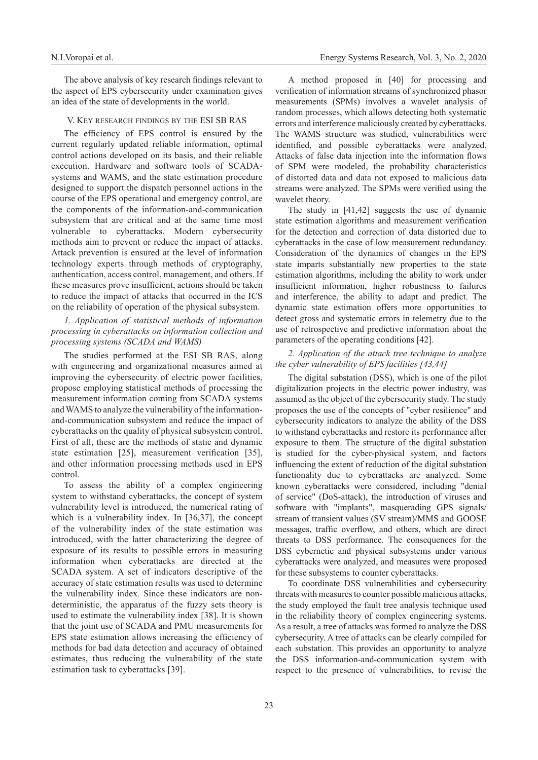The above analysis of key research findings relevant to the aspect of EPS cybersecurity under examination gives an idea of the state of developments in the world.

## V. Key research findings by the ESI SB RAS

The efficiency of EPS control is ensured by the current regularly updated reliable information, optimal control actions developed on its basis, and their reliable execution. Hardware and software tools of SCADA-systems and WAMS, and the state estimation procedure designed to support the dispatch personnel actions in the course of the EPS operational and emergency control, are the components of the information-and-communication subsystem that are critical and at the same time most vulnerable to cyberattacks. Modern cybersecurity methods aim to prevent or reduce the impact of attacks. Attack prevention is ensured at the level of information technology experts through methods of cryptography, authentication, access control, management, and others. If these measures prove insufficient, actions should be taken to reduce the impact of attacks that occurred in the ICS on the reliability of operation of the physical subsystem.

### *1. Application of statistical methods of information processing in cyberattacks on information collection and processing systems (SCADA and WAMS)*

The studies performed at the ESI SB RAS, along with engineering and organizational measures aimed at improving the cybersecurity of electric power facilities, propose employing statistical methods of processing the measurement information coming from SCADA systems and WAMS to analyze the vulnerability of the information-and-communication subsystem and reduce the impact of cyberattacks on the quality of physical subsystem control. First of all, these are the methods of static and dynamic state estimation [25], measurement verification [35], and other information processing methods used in EPS control.

To assess the ability of a complex engineering system to withstand cyberattacks, the concept of system vulnerability level is introduced, the numerical rating of which is a vulnerability index. In [36,37], the concept of the vulnerability index of the state estimation was introduced, with the latter characterizing the degree of exposure of its results to possible errors in measuring information when cyberattacks are directed at the SCADA system. A set of indicators descriptive of the accuracy of state estimation results was used to determine the vulnerability index. Since these indicators are non-deterministic, the apparatus of the fuzzy sets theory is used to estimate the vulnerability index [38]. It is shown that the joint use of SCADA and PMU measurements for EPS state estimation allows increasing the efficiency of methods for bad data detection and accuracy of obtained estimates, thus reducing the vulnerability of the state estimation task to cyberattacks [39].

A method proposed in [40] for processing and verification of information streams of synchronized phasor measurements (SPMs) involves a wavelet analysis of random processes, which allows detecting both systematic errors and interference maliciously created by cyberattacks. The WAMS structure was studied, vulnerabilities were identified, and possible cyberattacks were analyzed. Attacks of false data injection into the information flows of SPM were modeled, the probability characteristics of distorted data and data not exposed to malicious data streams were analyzed. The SPMs were verified using the wavelet theory.

The study in [41,42] suggests the use of dynamic state estimation algorithms and measurement verification for the detection and correction of data distorted due to cyberattacks in the case of low measurement redundancy. Consideration of the dynamics of changes in the EPS state imparts substantially new properties to the state estimation algorithms, including the ability to work under insufficient information, higher robustness to failures and interference, the ability to adapt and predict. The dynamic state estimation offers more opportunities to detect gross and systematic errors in telemetry due to the use of retrospective and predictive information about the parameters of the operating conditions [42].

### *2. Application of the attack tree technique to analyze the cyber vulnerability of EPS facilities [43,44]*

The digital substation (DSS), which is one of the pilot digitalization projects in the electric power industry, was assumed as the object of the cybersecurity study. The study proposes the use of the concepts of "cyber resilience" and cybersecurity indicators to analyze the ability of the DSS to withstand cyberattacks and restore its performance after exposure to them. The structure of the digital substation is studied for the cyber-physical system, and factors influencing the extent of reduction of the digital substation functionality due to cyberattacks are analyzed. Some known cyberattacks were considered, including "denial of service" (DoS-attack), the introduction of viruses and software with "implants", masquerading GPS signals/stream of transient values (SV stream)/MMS and GOOSE messages, traffic overflow, and others, which are direct threats to DSS performance. The consequences for the DSS cybernetic and physical subsystems under various cyberattacks were analyzed, and measures were proposed for these subsystems to counter cyberattacks.

To coordinate DSS vulnerabilities and cybersecurity threats with measures to counter possible malicious attacks, the study employed the fault tree analysis technique used in the reliability theory of complex engineering systems. As a result, a tree of attacks was formed to analyze the DSS cybersecurity. A tree of attacks can be clearly compiled for each substation. This provides an opportunity to analyze the DSS information-and-communication system with respect to the presence of vulnerabilities, to revise the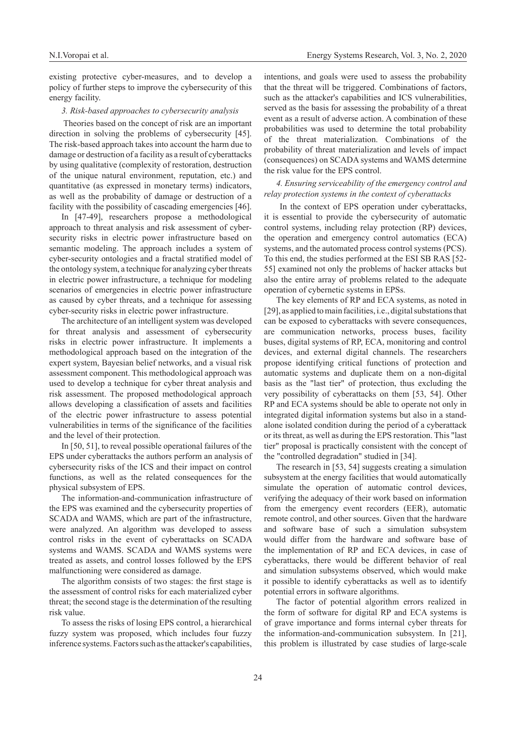existing protective cyber-measures, and to develop a policy of further steps to improve the cybersecurity of this energy facility.

*3. Risk-based approaches to cybersecurity analysis*

Theories based on the concept of risk are an important direction in solving the problems of cybersecurity [45]. The risk-based approach takes into account the harm due to damage or destruction of a facility as a result of cyberattacks by using qualitative (complexity of restoration, destruction of the unique natural environment, reputation, etc.) and quantitative (as expressed in monetary terms) indicators, as well as the probability of damage or destruction of a facility with the possibility of cascading emergencies [46].

In [47-49], researchers propose a methodological approach to threat analysis and risk assessment of cyber-security risks in electric power infrastructure based on semantic modeling. The approach includes a system of cyber-security ontologies and a fractal stratified model of the ontology system, a technique for analyzing cyber threats in electric power infrastructure, a technique for modeling scenarios of emergencies in electric power infrastructure as caused by cyber threats, and a technique for assessing cyber-security risks in electric power infrastructure.

The architecture of an intelligent system was developed for threat analysis and assessment of cybersecurity risks in electric power infrastructure. It implements a methodological approach based on the integration of the expert system, Bayesian belief networks, and a visual risk assessment component. This methodological approach was used to develop a technique for cyber threat analysis and risk assessment. The proposed methodological approach allows developing a classification of assets and facilities of the electric power infrastructure to assess potential vulnerabilities in terms of the significance of the facilities and the level of their protection.

In [50, 51], to reveal possible operational failures of the EPS under cyberattacks the authors perform an analysis of cybersecurity risks of the ICS and their impact on control functions, as well as the related consequences for the physical subsystem of EPS.

The information-and-communication infrastructure of the EPS was examined and the cybersecurity properties of SCADA and WAMS, which are part of the infrastructure, were analyzed. An algorithm was developed to assess control risks in the event of cyberattacks on SCADA systems and WAMS. SCADA and WAMS systems were treated as assets, and control losses followed by the EPS malfunctioning were considered as damage.

The algorithm consists of two stages: the first stage is the assessment of control risks for each materialized cyber threat; the second stage is the determination of the resulting risk value.

To assess the risks of losing EPS control, a hierarchical fuzzy system was proposed, which includes four fuzzy inference systems. Factors such as the attacker's capabilities, intentions, and goals were used to assess the probability that the threat will be triggered. Combinations of factors, such as the attacker's capabilities and ICS vulnerabilities, served as the basis for assessing the probability of a threat event as a result of adverse action. A combination of these probabilities was used to determine the total probability of the threat materialization. Combinations of the probability of threat materialization and levels of impact (consequences) on SCADA systems and WAMS determine the risk value for the EPS control.

*4. Ensuring serviceability of the emergency control and relay protection systems in the context of cyberattacks*

In the context of EPS operation under cyberattacks, it is essential to provide the cybersecurity of automatic control systems, including relay protection (RP) devices, the operation and emergency control automatics (ECA) systems, and the automated process control systems (PCS). To this end, the studies performed at the ESI SB RAS [52-55] examined not only the problems of hacker attacks but also the entire array of problems related to the adequate operation of cybernetic systems in EPSs.

The key elements of RP and ECA systems, as noted in [29], as applied to main facilities, i.e., digital substations that can be exposed to cyberattacks with severe consequences, are communication networks, process buses, facility buses, digital systems of RP, ECA, monitoring and control devices, and external digital channels. The researchers propose identifying critical functions of protection and automatic systems and duplicate them on a non-digital basis as the "last tier" of protection, thus excluding the very possibility of cyberattacks on them [53, 54]. Other RP and ECA systems should be able to operate not only in integrated digital information systems but also in a stand-alone isolated condition during the period of a cyberattack or its threat, as well as during the EPS restoration. This "last tier" proposal is practically consistent with the concept of the "controlled degradation" studied in [34].

The research in [53, 54] suggests creating a simulation subsystem at the energy facilities that would automatically simulate the operation of automatic control devices, verifying the adequacy of their work based on information from the emergency event recorders (EER), automatic remote control, and other sources. Given that the hardware and software base of such a simulation subsystem would differ from the hardware and software base of the implementation of RP and ECA devices, in case of cyberattacks, there would be different behavior of real and simulation subsystems observed, which would make it possible to identify cyberattacks as well as to identify potential errors in software algorithms.

The factor of potential algorithm errors realized in the form of software for digital RP and ECA systems is of grave importance and forms internal cyber threats for the information-and-communication subsystem. In [21], this problem is illustrated by case studies of large-scale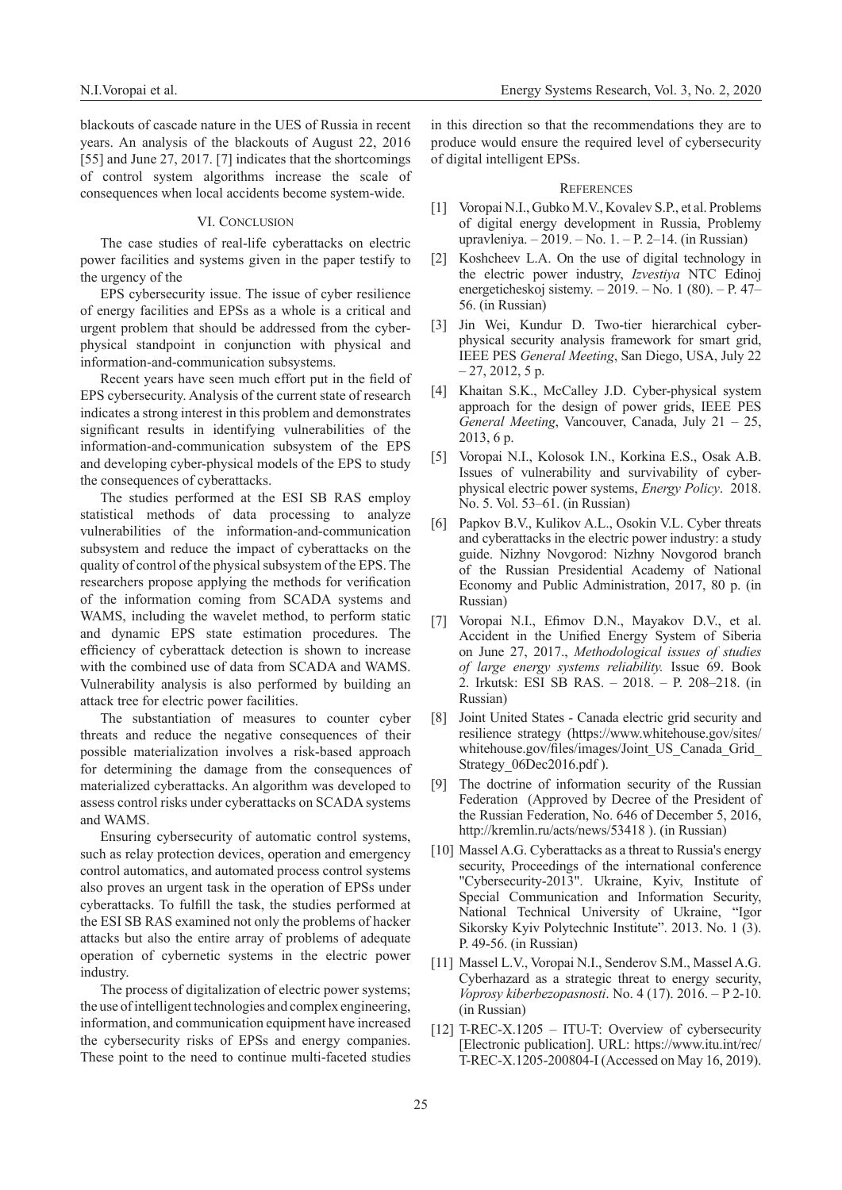blackouts of cascade nature in the UES of Russia in recent years. An analysis of the blackouts of August 22, 2016 [55] and June 27, 2017. [7] indicates that the shortcomings of control system algorithms increase the scale of consequences when local accidents become system-wide.

## VI. Conclusion

The case studies of real-life cyberattacks on electric power facilities and systems given in the paper testify to the urgency of the

EPS cybersecurity issue. The issue of cyber resilience of energy facilities and EPSs as a whole is a critical and urgent problem that should be addressed from the cyber-physical standpoint in conjunction with physical and information-and-communication subsystems.

Recent years have seen much effort put in the field of EPS cybersecurity. Analysis of the current state of research indicates a strong interest in this problem and demonstrates significant results in identifying vulnerabilities of the information-and-communication subsystem of the EPS and developing cyber-physical models of the EPS to study the consequences of cyberattacks.

The studies performed at the ESI SB RAS employ statistical methods of data processing to analyze vulnerabilities of the information-and-communication subsystem and reduce the impact of cyberattacks on the quality of control of the physical subsystem of the EPS. The researchers propose applying the methods for verification of the information coming from SCADA systems and WAMS, including the wavelet method, to perform static and dynamic EPS state estimation procedures. The efficiency of cyberattack detection is shown to increase with the combined use of data from SCADA and WAMS. Vulnerability analysis is also performed by building an attack tree for electric power facilities.

The substantiation of measures to counter cyber threats and reduce the negative consequences of their possible materialization involves a risk-based approach for determining the damage from the consequences of materialized cyberattacks. An algorithm was developed to assess control risks under cyberattacks on SCADA systems and WAMS.

Ensuring cybersecurity of automatic control systems, such as relay protection devices, operation and emergency control automatics, and automated process control systems also proves an urgent task in the operation of EPSs under cyberattacks. To fulfill the task, the studies performed at the ESI SB RAS examined not only the problems of hacker attacks but also the entire array of problems of adequate operation of cybernetic systems in the electric power industry.

The process of digitalization of electric power systems; the use of intelligent technologies and complex engineering, information, and communication equipment have increased the cybersecurity risks of EPSs and energy companies. These point to the need to continue multi-faceted studies in this direction so that the recommendations they are to produce would ensure the required level of cybersecurity of digital intelligent EPSs.

## References

[1] Voropai N.I., Gubko M.V., Kovalev S.P., et al. Problems of digital energy development in Russia, Problemy upravleniya. – 2019. – No. 1. – P. 2–14. (in Russian)

[2] Koshcheev L.A. On the use of digital technology in the electric power industry, *Izvestiya* NTC Edinoj energeticheskoj sistemy. – 2019. – No. 1 (80). – P. 47–56. (in Russian)

[3] Jin Wei, Kundur D. Two-tier hierarchical cyber-physical security analysis framework for smart grid, IEEE PES *General Meeting*, San Diego, USA, July 22 – 27, 2012, 5 p.

[4] Khaitan S.K., McCalley J.D. Cyber-physical system approach for the design of power grids, IEEE PES *General Meeting*, Vancouver, Canada, July 21 – 25, 2013, 6 p.

[5] Voropai N.I., Kolosok I.N., Korkina E.S., Osak A.B. Issues of vulnerability and survivability of cyber-physical electric power systems, *Energy Policy*. 2018. No. 5. Vol. 53–61. (in Russian)

[6] Papkov B.V., Kulikov A.L., Osokin V.L. Cyber threats and cyberattacks in the electric power industry: a study guide. Nizhny Novgorod: Nizhny Novgorod branch of the Russian Presidential Academy of National Economy and Public Administration, 2017, 80 p. (in Russian)

[7] Voropai N.I., Efimov D.N., Mayakov D.V., et al. Accident in the Unified Energy System of Siberia on June 27, 2017., *Methodological issues of studies of large energy systems reliability.* Issue 69. Book 2. Irkutsk: ESI SB RAS. – 2018. – P. 208–218. (in Russian)

[8] Joint United States - Canada electric grid security and resilience strategy (https://www.whitehouse.gov/sites/whitehouse.gov/files/images/Joint_US_Canada_Grid_Strategy_06Dec2016.pdf ).

[9] The doctrine of information security of the Russian Federation (Approved by Decree of the President of the Russian Federation, No. 646 of December 5, 2016, http://kremlin.ru/acts/news/53418 ). (in Russian)

[10] Massel A.G. Cyberattacks as a threat to Russia's energy security, Proceedings of the international conference "Cybersecurity-2013". Ukraine, Kyiv, Institute of Special Communication and Information Security, National Technical University of Ukraine, "Igor Sikorsky Kyiv Polytechnic Institute". 2013. No. 1 (3). P. 49-56. (in Russian)

[11] Massel L.V., Voropai N.I., Senderov S.M., Massel A.G. Cyberhazard as a strategic threat to energy security, *Voprosy kiberbezopasnosti*. No. 4 (17). 2016. – P 2-10. (in Russian)

[12] T-REC-X.1205 – ITU-T: Overview of cybersecurity [Electronic publication]. URL: https://www.itu.int/rec/T-REC-X.1205-200804-I (Accessed on May 16, 2019).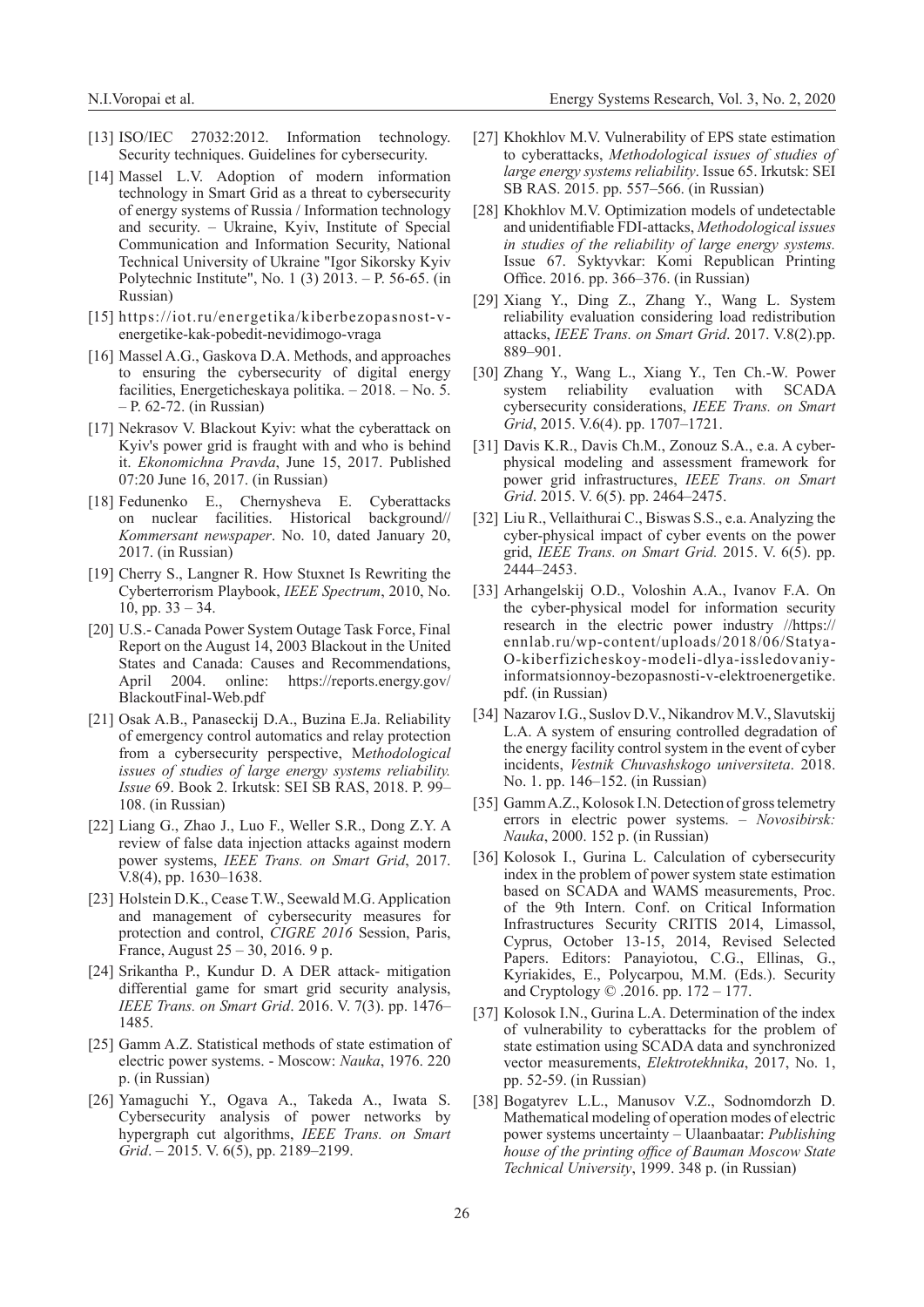[13] ISO/IEC 27032:2012. Information technology. Security techniques. Guidelines for cybersecurity.

[14] Massel L.V. Adoption of modern information technology in Smart Grid as a threat to cybersecurity of energy systems of Russia / Information technology and security. – Ukraine, Kyiv, Institute of Special Communication and Information Security, National Technical University of Ukraine "Igor Sikorsky Kyiv Polytechnic Institute", No. 1 (3) 2013. – P. 56-65. (in Russian)

[15] https://iot.ru/energetika/kiberbezopasnost-v-energetike-kak-pobedit-nevidimogo-vraga

[16] Massel A.G., Gaskova D.A. Methods, and approaches to ensuring the cybersecurity of digital energy facilities, Energeticheskaya politika. – 2018. – No. 5. – P. 62-72. (in Russian)

[17] Nekrasov V. Blackout Kyiv: what the cyberattack on Kyiv's power grid is fraught with and who is behind it. *Ekonomichna Pravda*, June 15, 2017. Published 07:20 June 16, 2017. (in Russian)

[18] Fedunenko E., Chernysheva E. Cyberattacks on nuclear facilities. Historical background// *Kommersant newspaper*. No. 10, dated January 20, 2017. (in Russian)

[19] Cherry S., Langner R. How Stuxnet Is Rewriting the Cyberterrorism Playbook, *IEEE Spectrum*, 2010, No. 10, pp. 33 – 34.

[20] U.S.- Canada Power System Outage Task Force, Final Report on the August 14, 2003 Blackout in the United States and Canada: Causes and Recommendations, April 2004. online: https://reports.energy.gov/BlackoutFinal-Web.pdf

[21] Osak A.B., Panaseckij D.A., Buzina E.Ja. Reliability of emergency control automatics and relay protection from a cybersecurity perspective, M*ethodological issues of studies of large energy systems reliability. Issue* 69. Book 2. Irkutsk: SEI SB RAS, 2018. P. 99–108. (in Russian)

[22] Liang G., Zhao J., Luo F., Weller S.R., Dong Z.Y. A review of false data injection attacks against modern power systems, *IEEE Trans. on Smart Grid*, 2017. V.8(4), pp. 1630–1638.

[23] Holstein D.K., Cease T.W., Seewald M.G. Application and management of cybersecurity measures for protection and control, *CIGRE 2016* Session, Paris, France, August 25 – 30, 2016. 9 p.

[24] Srikantha P., Kundur D. A DER attack- mitigation differential game for smart grid security analysis, *IEEE Trans. on Smart Grid*. 2016. V. 7(3). pp. 1476–1485.

[25] Gamm A.Z. Statistical methods of state estimation of electric power systems. - Moscow: *Nauka*, 1976. 220 p. (in Russian)

[26] Yamaguchi Y., Ogava A., Takeda A., Iwata S. Cybersecurity analysis of power networks by hypergraph cut algorithms, *IEEE Trans. on Smart Grid*. – 2015. V. 6(5), pp. 2189–2199.

[27] Khokhlov M.V. Vulnerability of EPS state estimation to cyberattacks, *Methodological issues of studies of large energy systems reliability*. Issue 65. Irkutsk: SEI SB RAS. 2015. pp. 557–566. (in Russian)

[28] Khokhlov M.V. Optimization models of undetectable and unidentifiable FDI-attacks, *Methodological issues in studies of the reliability of large energy systems.* Issue 67. Syktyvkar: Komi Republican Printing Office. 2016. pp. 366–376. (in Russian)

[29] Xiang Y., Ding Z., Zhang Y., Wang L. System reliability evaluation considering load redistribution attacks, *IEEE Trans. on Smart Grid*. 2017. V.8(2).pp. 889–901.

[30] Zhang Y., Wang L., Xiang Y., Ten Ch.-W. Power system reliability evaluation with SCADA cybersecurity considerations, *IEEE Trans. on Smart Grid*, 2015. V.6(4). pp. 1707–1721.

[31] Davis K.R., Davis Ch.M., Zonouz S.A., e.a. A cyber-physical modeling and assessment framework for power grid infrastructures, *IEEE Trans. on Smart Grid*. 2015. V. 6(5). pp. 2464–2475.

[32] Liu R., Vellaithurai C., Biswas S.S., e.a. Analyzing the cyber-physical impact of cyber events on the power grid, *IEEE Trans. on Smart Grid.* 2015. V. 6(5). pp. 2444–2453.

[33] Arhangelskij O.D., Voloshin A.A., Ivanov F.A. On the cyber-physical model for information security research in the electric power industry //https://ennlab.ru/wp-content/uploads/2018/06/Statya-O-kiberfizicheskoy-modeli-dlya-issledovaniy-informatsionnoy-bezopasnosti-v-elektroenergetike.pdf. (in Russian)

[34] Nazarov I.G., Suslov D.V., Nikandrov M.V., Slavutskij L.A. A system of ensuring controlled degradation of the energy facility control system in the event of cyber incidents, *Vestnik Chuvashskogo universiteta*. 2018. No. 1. pp. 146–152. (in Russian)

[35] Gamm A.Z., Kolosok I.N. Detection of gross telemetry errors in electric power systems. – *Novosibirsk: Nauka*, 2000. 152 p. (in Russian)

[36] Kolosok I., Gurina L. Calculation of cybersecurity index in the problem of power system state estimation based on SCADA and WAMS measurements, Proc. of the 9th Intern. Conf. on Critical Information Infrastructures Security CRITIS 2014, Limassol, Cyprus, October 13-15, 2014, Revised Selected Papers. Editors: Panayiotou, C.G., Ellinas, G., Kyriakides, E., Polycarpou, M.M. (Eds.). Security and Cryptology © .2016. pp. 172 – 177.

[37] Kolosok I.N., Gurina L.A. Determination of the index of vulnerability to cyberattacks for the problem of state estimation using SCADA data and synchronized vector measurements, *Elektrotekhnika*, 2017, No. 1, pp. 52-59. (in Russian)

[38] Bogatyrev L.L., Manusov V.Z., Sodnomdorzh D. Mathematical modeling of operation modes of electric power systems uncertainty – Ulaanbaatar: *Publishing house of the printing office of Bauman Moscow State Technical University*, 1999. 348 p. (in Russian)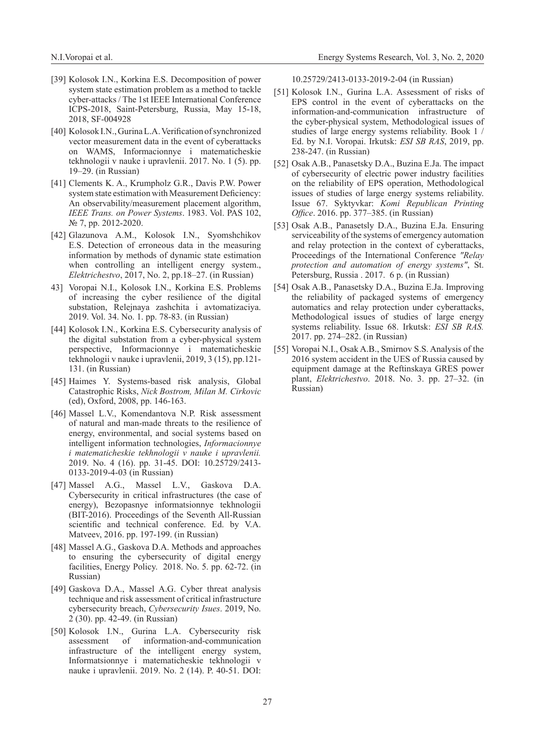[39] Kolosok I.N., Korkina E.S. Decomposition of power system state estimation problem as a method to tackle cyber-attacks / The 1st IEEE International Conference ICPS-2018, Saint-Petersburg, Russia, May 15-18, 2018, SF-004928

[40] Kolosok I.N., Gurina L.A. Verification of synchronized vector measurement data in the event of cyberattacks on WAMS, Informacionnye i matematicheskie tekhnologii v nauke i upravlenii. 2017. No. 1 (5). pp. 19–29. (in Russian)

[41] Clements K. A., Krumpholz G.R., Davis P.W. Power system state estimation with Measurement Deficiency: An observability/measurement placement algorithm, *IEEE Trans. on Power Systems*. 1983. Vol. PAS 102, № 7, pp. 2012-2020.

[42] Glazunova A.M., Kolosok I.N., Syomshchikov E.S. Detection of erroneous data in the measuring information by methods of dynamic state estimation when controlling an intelligent energy system., *Elektrichestvo*, 2017, No. 2, pp.18–27. (in Russian)

43] Voropai N.I., Kolosok I.N., Korkina E.S. Problems of increasing the cyber resilience of the digital substation, Relejnaya zashchita i avtomatizaciya. 2019. Vol. 34. No. 1. pp. 78-83. (in Russian)

[44] Kolosok I.N., Korkina E.S. Cybersecurity analysis of the digital substation from a cyber-physical system perspective, Informacionnye i matematicheskie tekhnologii v nauke i upravlenii, 2019, 3 (15), pp.121-131. (in Russian)

[45] Haimes Y. Systems-based risk analysis, Global Catastrophic Risks, *Nick Bostrom, Milan M. Cirkovic* (ed), Oxford, 2008, pp. 146-163.

[46] Massel L.V., Komendantova N.P. Risk assessment of natural and man-made threats to the resilience of energy, environmental, and social systems based on intelligent information technologies, *Informacionnye i matematicheskie tekhnologii v nauke i upravlenii.* 2019. No. 4 (16). pp. 31-45. DOI: 10.25729/2413-0133-2019-4-03 (in Russian)

[47] Massel A.G., Massel L.V., Gaskova D.A. Cybersecurity in critical infrastructures (the case of energy), Bezopasnye informatsionnye tekhnologii (BIT-2016). Proceedings of the Seventh All-Russian scientific and technical conference. Ed. by V.A. Matveev, 2016. pp. 197-199. (in Russian)

[48] Massel A.G., Gaskova D.A. Methods and approaches to ensuring the cybersecurity of digital energy facilities, Energy Policy. 2018. No. 5. pp. 62-72. (in Russian)

[49] Gaskova D.A., Massel A.G. Cyber threat analysis technique and risk assessment of critical infrastructure cybersecurity breach, *Cybersecurity Isues*. 2019, No. 2 (30). pp. 42-49. (in Russian)

[50] Kolosok I.N., Gurina L.A. Cybersecurity risk assessment of information-and-communication infrastructure of the intelligent energy system, Informatsionnye i matematicheskie tekhnologii v nauke i upravlenii. 2019. No. 2 (14). P. 40-51. DOI: 10.25729/2413-0133-2019-2-04 (in Russian)

[51] Kolosok I.N., Gurina L.A. Assessment of risks of EPS control in the event of cyberattacks on the information-and-communication infrastructure of the cyber-physical system, Methodological issues of studies of large energy systems reliability. Book 1 / Ed. by N.I. Voropai. Irkutsk: *ESI SB RAS*, 2019, pp. 238-247. (in Russian)

[52] Osak A.B., Panasetsky D.A., Buzina E.Ja. The impact of cybersecurity of electric power industry facilities on the reliability of EPS operation, Methodological issues of studies of large energy systems reliability. Issue 67. Syktyvkar: *Komi Republican Printing Office*. 2016. pp. 377–385. (in Russian)

[53] Osak A.B., Panasetsly D.A., Buzina E.Ja. Ensuring serviceability of the systems of emergency automation and relay protection in the context of cyberattacks, Proceedings of the International Conference *"Relay protection and automation of energy systems"*, St. Petersburg, Russia . 2017. 6 p. (in Russian)

[54] Osak A.B., Panasetsky D.A., Buzina E.Ja. Improving the reliability of packaged systems of emergency automatics and relay protection under cyberattacks, Methodological issues of studies of large energy systems reliability. Issue 68. Irkutsk: *ESI SB RAS.* 2017. pp. 274–282. (in Russian)

[55] Voropai N.I., Osak A.B., Smirnov S.S. Analysis of the 2016 system accident in the UES of Russia caused by equipment damage at the Reftinskaya GRES power plant, *Elektrichestvo*. 2018. No. 3. pp. 27–32. (in Russian)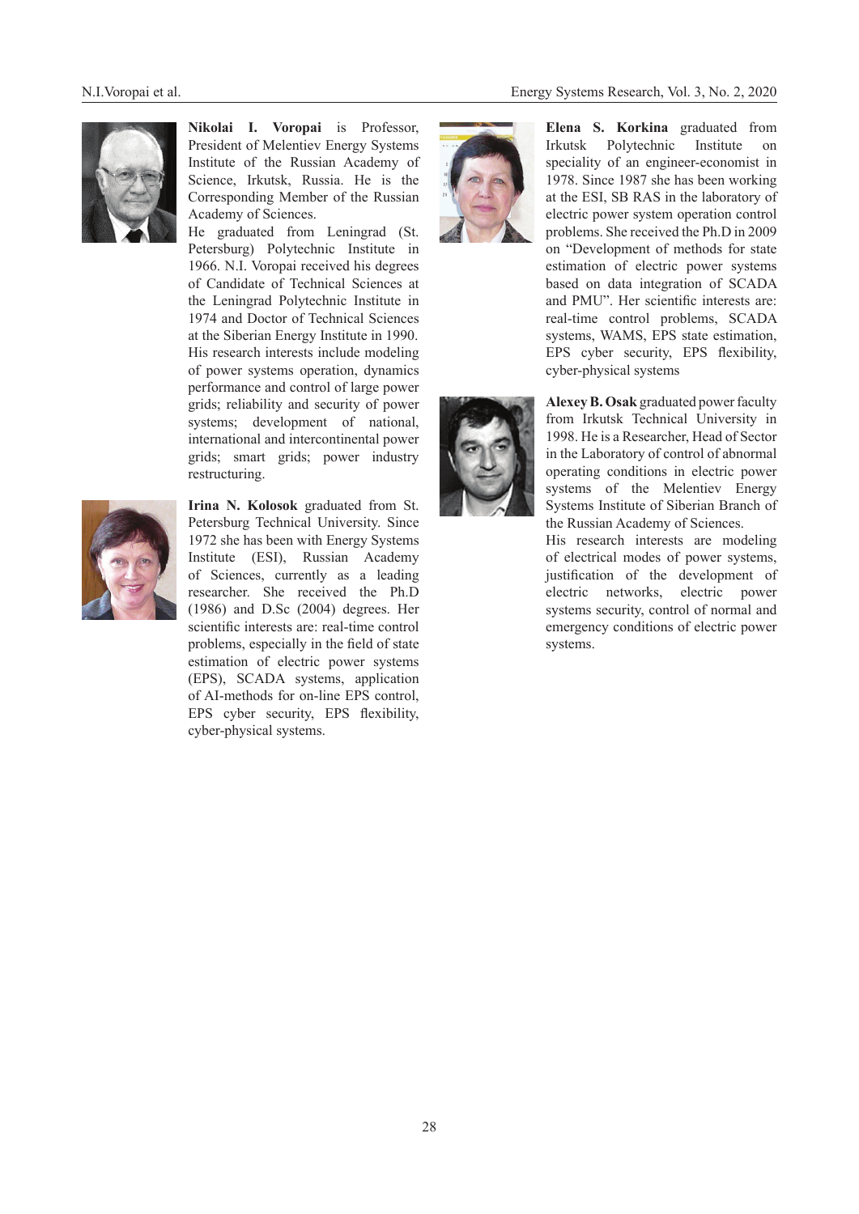**Nikolai I. Voropai** is Professor, President of Melentiev Energy Systems Institute of the Russian Academy of Science, Irkutsk, Russia. He is the Corresponding Member of the Russian Academy of Sciences.

He graduated from Leningrad (St. Petersburg) Polytechnic Institute in 1966. N.I. Voropai received his degrees of Candidate of Technical Sciences at the Leningrad Polytechnic Institute in 1974 and Doctor of Technical Sciences at the Siberian Energy Institute in 1990. His research interests include modeling of power systems operation, dynamics performance and control of large power grids; reliability and security of power systems; development of national, international and intercontinental power grids; smart grids; power industry restructuring.

**Irina N. Kolosok** graduated from St. Petersburg Technical University. Since 1972 she has been with Energy Systems Institute (ESI), Russian Academy of Sciences, currently as a leading researcher. She received the Ph.D (1986) and D.Sc (2004) degrees. Her scientific interests are: real-time control problems, especially in the field of state estimation of electric power systems (EPS), SCADA systems, application of AI-methods for on-line EPS control, EPS cyber security, EPS flexibility, cyber-physical systems.

**Elena S. Korkina** graduated from Irkutsk Polytechnic Institute on speciality of an engineer-economist in 1978. Since 1987 she has been working at the ESI, SB RAS in the laboratory of electric power system operation control problems. She received the Ph.D in 2009 on "Development of methods for state estimation of electric power systems based on data integration of SCADA and PMU". Her scientific interests are: real-time control problems, SCADA systems, WAMS, EPS state estimation, EPS cyber security, EPS flexibility, cyber-physical systems

**Alexey B. Osak** graduated power faculty from Irkutsk Technical University in 1998. He is a Researcher, Head of Sector in the Laboratory of control of abnormal operating conditions in electric power systems of the Melentiev Energy Systems Institute of Siberian Branch of the Russian Academy of Sciences.

His research interests are modeling of electrical modes of power systems, justification of the development of electric networks, electric power systems security, control of normal and emergency conditions of electric power systems.